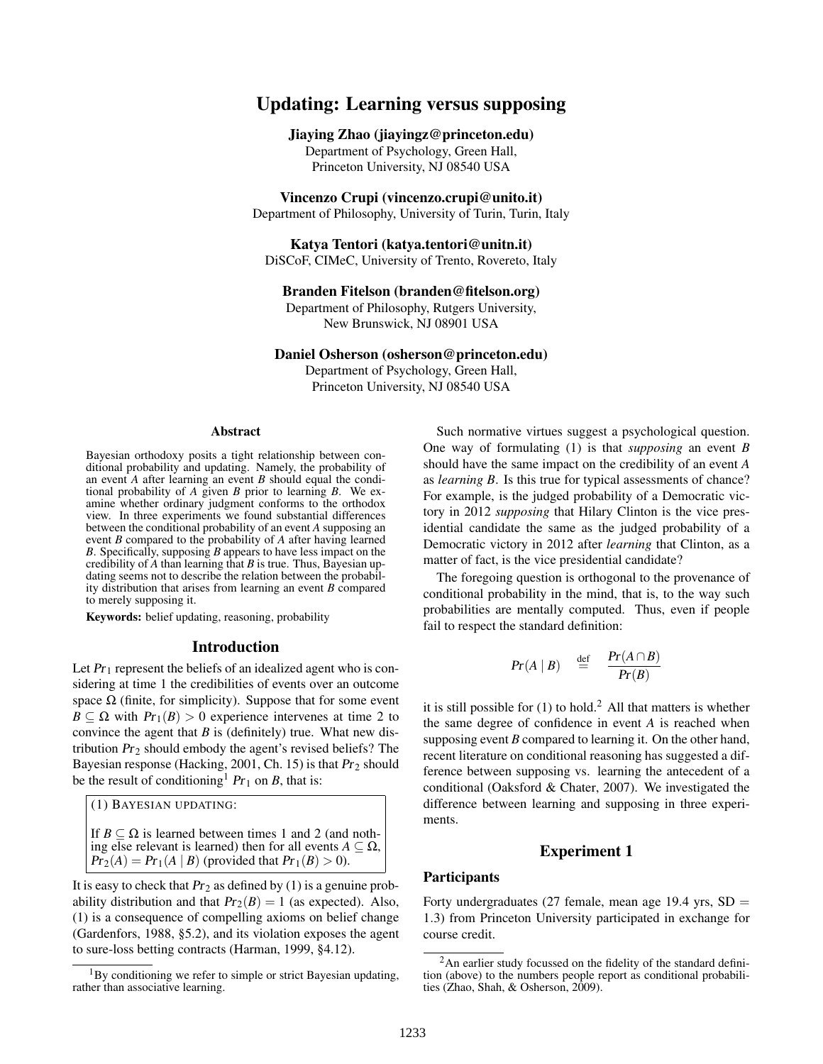# Updating: Learning versus supposing

**Jiaying Zhao (jiayingz@princeton.edu)**
Department of Psychology, Green Hall,
Princeton University, NJ 08540 USA

**Vincenzo Crupi (vincenzo.crupi@unito.it)**
Department of Philosophy, University of Turin, Turin, Italy

**Katya Tentori (katya.tentori@unitn.it)**
DiSCoF, CIMeC, University of Trento, Rovereto, Italy

**Branden Fitelson (branden@fitelson.org)**
Department of Philosophy, Rutgers University,
New Brunswick, NJ 08901 USA

**Daniel Osherson (osherson@princeton.edu)**
Department of Psychology, Green Hall,
Princeton University, NJ 08540 USA

## Abstract

Bayesian orthodoxy posits a tight relationship between conditional probability and updating. Namely, the probability of an event *A* after learning an event *B* should equal the conditional probability of *A* given *B* prior to learning *B*. We examine whether ordinary judgment conforms to the orthodox view. In three experiments we found substantial differences between the conditional probability of an event *A* supposing an event *B* compared to the probability of *A* after having learned *B*. Specifically, supposing *B* appears to have less impact on the credibility of *A* than learning that *B* is true. Thus, Bayesian updating seems not to describe the relation between the probability distribution that arises from learning an event *B* compared to merely supposing it.

**Keywords:** belief updating, reasoning, probability

## Introduction

Let $Pr_1$ represent the beliefs of an idealized agent who is considering at time 1 the credibilities of events over an outcome space $\Omega$ (finite, for simplicity). Suppose that for some event $B \subseteq \Omega$ with $Pr_1(B) > 0$ experience intervenes at time 2 to convince the agent that *B* is (definitely) true. What new distribution $Pr_2$ should embody the agent's revised beliefs? The Bayesian response (Hacking, 2001, Ch. 15) is that $Pr_2$ should be the result of conditioning[1] $Pr_1$ on *B*, that is:

> (1) BAYESIAN UPDATING:
>
> If $B \subseteq \Omega$ is learned between times 1 and 2 (and nothing else relevant is learned) then for all events $A \subseteq \Omega$, $Pr_2(A) = Pr_1(A \mid B)$ (provided that $Pr_1(B) > 0$).

It is easy to check that $Pr_2$ as defined by (1) is a genuine probability distribution and that $Pr_2(B) = 1$ (as expected). Also, (1) is a consequence of compelling axioms on belief change (Gardenfors, 1988, §5.2), and its violation exposes the agent to sure-loss betting contracts (Harman, 1999, §4.12).

Such normative virtues suggest a psychological question. One way of formulating (1) is that *supposing* an event *B* should have the same impact on the credibility of an event *A* as *learning* *B*. Is this true for typical assessments of chance? For example, is the judged probability of a Democratic victory in 2012 *supposing* that Hilary Clinton is the vice presidential candidate the same as the judged probability of a Democratic victory in 2012 after *learning* that Clinton, as a matter of fact, is the vice presidential candidate?

The foregoing question is orthogonal to the provenance of conditional probability in the mind, that is, to the way such probabilities are mentally computed. Thus, even if people fail to respect the standard definition:

$$Pr(A \mid B) \quad \stackrel{\text{def}}{=} \quad \frac{Pr(A \cap B)}{Pr(B)}$$

it is still possible for (1) to hold.[2] All that matters is whether the same degree of confidence in event *A* is reached when supposing event *B* compared to learning it. On the other hand, recent literature on conditional reasoning has suggested a difference between supposing vs. learning the antecedent of a conditional (Oaksford & Chater, 2007). We investigated the difference between learning and supposing in three experiments.

## Experiment 1

### Participants

Forty undergraduates (27 female, mean age 19.4 yrs, SD = 1.3) from Princeton University participated in exchange for course credit.

---

[1] By conditioning we refer to simple or strict Bayesian updating, rather than associative learning.

[2] An earlier study focussed on the fidelity of the standard definition (above) to the numbers people report as conditional probabilities (Zhao, Shah, & Osherson, 2009).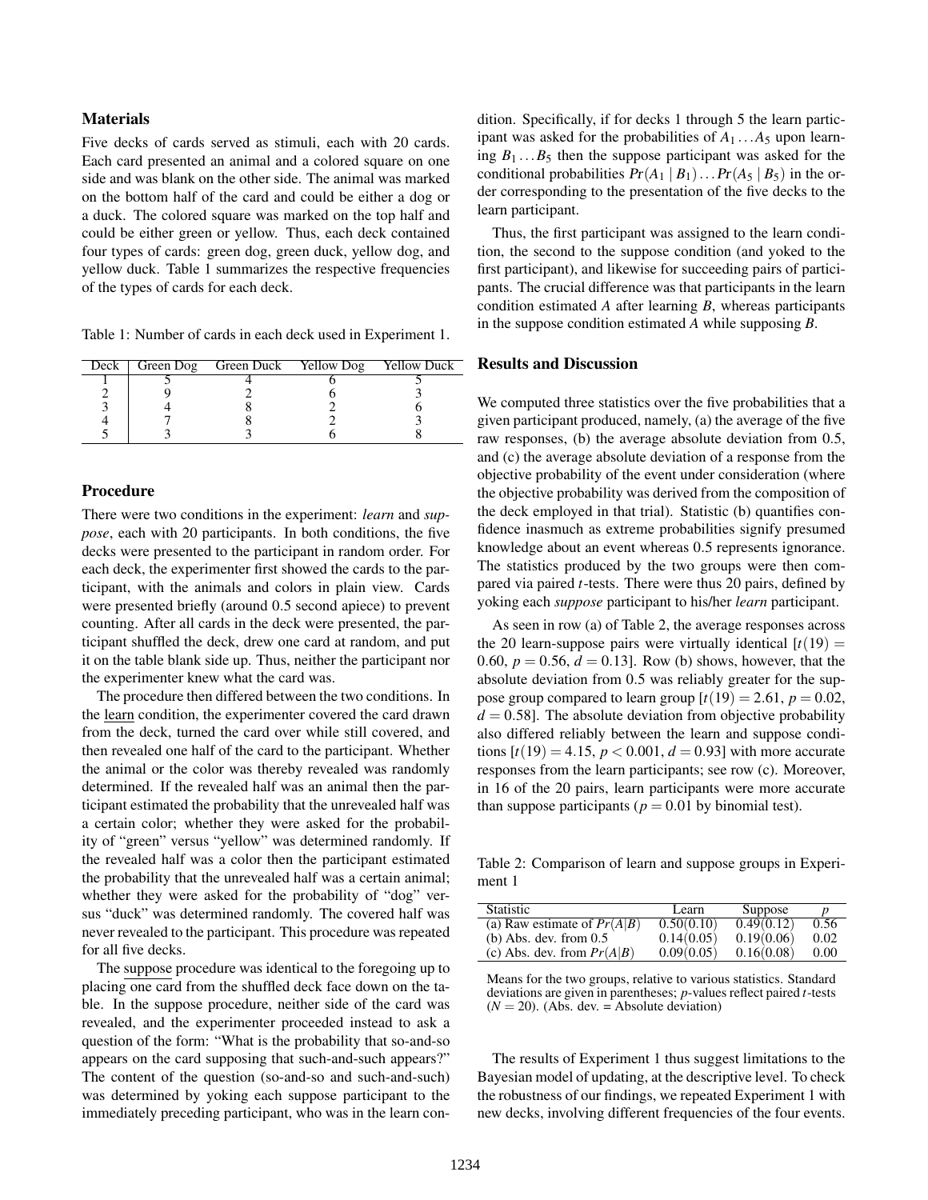### Materials

Five decks of cards served as stimuli, each with 20 cards. Each card presented an animal and a colored square on one side and was blank on the other side. The animal was marked on the bottom half of the card and could be either a dog or a duck. The colored square was marked on the top half and could be either green or yellow. Thus, each deck contained four types of cards: green dog, green duck, yellow dog, and yellow duck. Table 1 summarizes the respective frequencies of the types of cards for each deck.

Table 1: Number of cards in each deck used in Experiment 1.

| Deck | Green Dog | Green Duck | Yellow Dog | Yellow Duck |
|---|---|---|---|---|
| 1 | 5 | 4 | 6 | 5 |
| 2 | 9 | 2 | 6 | 3 |
| 3 | 4 | 8 | 2 | 6 |
| 4 | 7 | 8 | 2 | 3 |
| 5 | 3 | 3 | 6 | 8 |

### Procedure

There were two conditions in the experiment: *learn* and *suppose*, each with 20 participants. In both conditions, the five decks were presented to the participant in random order. For each deck, the experimenter first showed the cards to the participant, with the animals and colors in plain view. Cards were presented briefly (around 0.5 second apiece) to prevent counting. After all cards in the deck were presented, the participant shuffled the deck, drew one card at random, and put it on the table blank side up. Thus, neither the participant nor the experimenter knew what the card was.

The procedure then differed between the two conditions. In the learn condition, the experimenter covered the card drawn from the deck, turned the card over while still covered, and then revealed one half of the card to the participant. Whether the animal or the color was thereby revealed was randomly determined. If the revealed half was an animal then the participant estimated the probability that the unrevealed half was a certain color; whether they were asked for the probability of "green" versus "yellow" was determined randomly. If the revealed half was a color then the participant estimated the probability that the unrevealed half was a certain animal; whether they were asked for the probability of "dog" versus "duck" was determined randomly. The covered half was never revealed to the participant. This procedure was repeated for all five decks.

The suppose procedure was identical to the foregoing up to placing one card from the shuffled deck face down on the table. In the suppose procedure, neither side of the card was revealed, and the experimenter proceeded instead to ask a question of the form: "What is the probability that so-and-so appears on the card supposing that such-and-such appears?" The content of the question (so-and-so and such-and-such) was determined by yoking each suppose participant to the immediately preceding participant, who was in the learn condition. Specifically, if for decks 1 through 5 the learn participant was asked for the probabilities of $A_1 \ldots A_5$ upon learning $B_1 \ldots B_5$ then the suppose participant was asked for the conditional probabilities $Pr(A_1 \mid B_1) \ldots Pr(A_5 \mid B_5)$ in the order corresponding to the presentation of the five decks to the learn participant.

Thus, the first participant was assigned to the learn condition, the second to the suppose condition (and yoked to the first participant), and likewise for succeeding pairs of participants. The crucial difference was that participants in the learn condition estimated $A$ after learning $B$, whereas participants in the suppose condition estimated $A$ while supposing $B$.

### Results and Discussion

We computed three statistics over the five probabilities that a given participant produced, namely, (a) the average of the five raw responses, (b) the average absolute deviation from 0.5, and (c) the average absolute deviation of a response from the objective probability of the event under consideration (where the objective probability was derived from the composition of the deck employed in that trial). Statistic (b) quantifies confidence inasmuch as extreme probabilities signify presumed knowledge about an event whereas 0.5 represents ignorance. The statistics produced by the two groups were then compared via paired $t$-tests. There were thus 20 pairs, defined by yoking each *suppose* participant to his/her *learn* participant.

As seen in row (a) of Table 2, the average responses across the 20 learn-suppose pairs were virtually identical [$t(19) = 0.60$, $p = 0.56$, $d = 0.13$]. Row (b) shows, however, that the absolute deviation from 0.5 was reliably greater for the suppose group compared to learn group [$t(19) = 2.61$, $p = 0.02$, $d = 0.58$]. The absolute deviation from objective probability also differed reliably between the learn and suppose conditions [$t(19) = 4.15$, $p < 0.001$, $d = 0.93$] with more accurate responses from the learn participants; see row (c). Moreover, in 16 of the 20 pairs, learn participants were more accurate than suppose participants ($p = 0.01$ by binomial test).

Table 2: Comparison of learn and suppose groups in Experiment 1

| Statistic | Learn | Suppose | $p$ |
|---|---|---|---|
| (a) Raw estimate of $Pr(A\|B)$ | 0.50(0.10) | 0.49(0.12) | 0.56 |
| (b) Abs. dev. from 0.5 | 0.14(0.05) | 0.19(0.06) | 0.02 |
| (c) Abs. dev. from $Pr(A\|B)$ | 0.09(0.05) | 0.16(0.08) | 0.00 |

Means for the two groups, relative to various statistics. Standard deviations are given in parentheses; $p$-values reflect paired $t$-tests ($N = 20$). (Abs. dev. = Absolute deviation)

The results of Experiment 1 thus suggest limitations to the Bayesian model of updating, at the descriptive level. To check the robustness of our findings, we repeated Experiment 1 with new decks, involving different frequencies of the four events.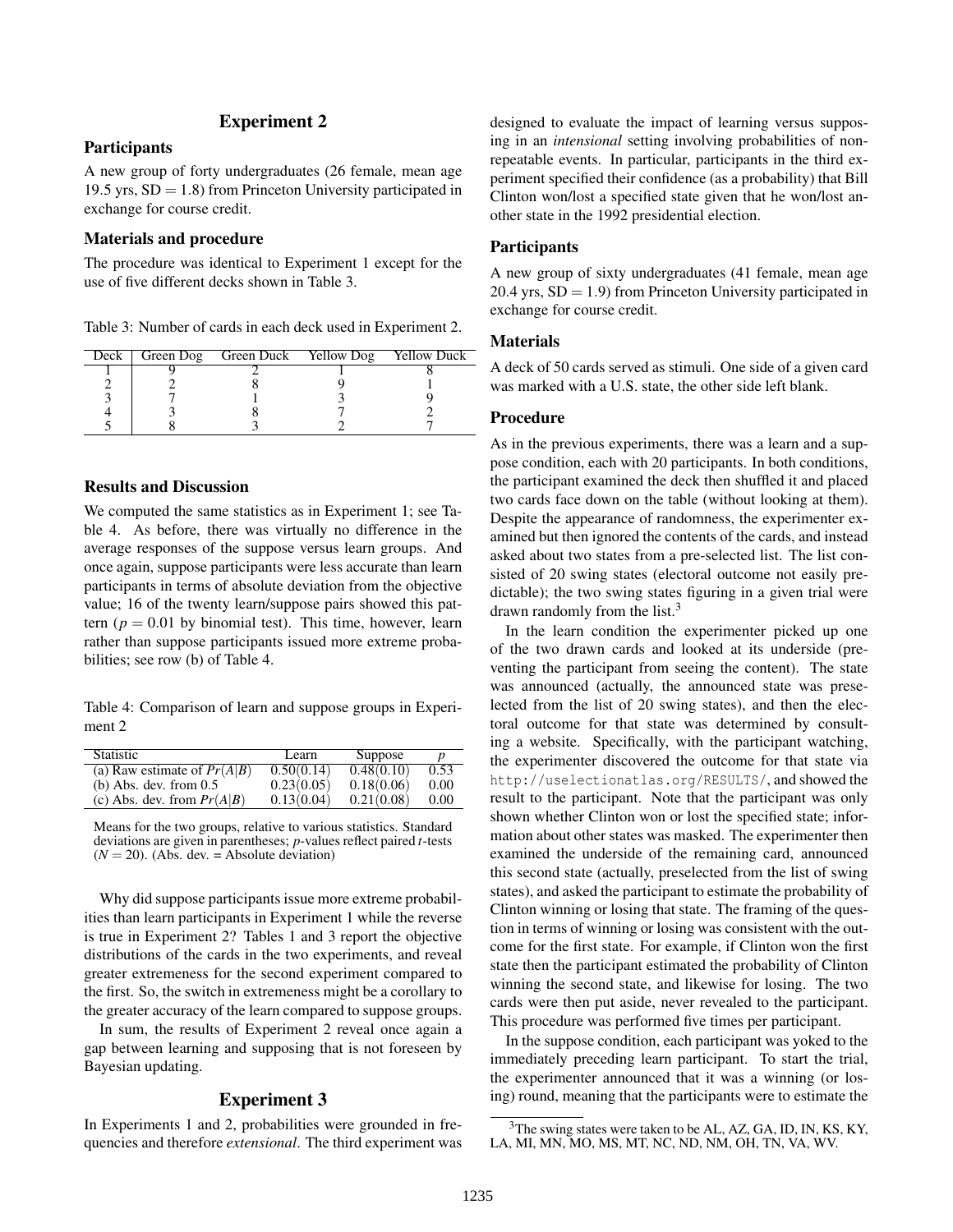## Experiment 2

### Participants

A new group of forty undergraduates (26 female, mean age 19.5 yrs, SD = 1.8) from Princeton University participated in exchange for course credit.

### Materials and procedure

The procedure was identical to Experiment 1 except for the use of five different decks shown in Table 3.

Table 3: Number of cards in each deck used in Experiment 2.

| Deck | Green Dog | Green Duck | Yellow Dog | Yellow Duck |
|---|---|---|---|---|
| 1 | 9 | 2 | 1 | 8 |
| 2 | 2 | 8 | 9 | 1 |
| 3 | 7 | 1 | 3 | 9 |
| 4 | 3 | 8 | 7 | 2 |
| 5 | 8 | 3 | 2 | 7 |

### Results and Discussion

We computed the same statistics as in Experiment 1; see Table 4. As before, there was virtually no difference in the average responses of the suppose versus learn groups. And once again, suppose participants were less accurate than learn participants in terms of absolute deviation from the objective value; 16 of the twenty learn/suppose pairs showed this pattern ($p = 0.01$ by binomial test). This time, however, learn rather than suppose participants issued more extreme probabilities; see row (b) of Table 4.

Table 4: Comparison of learn and suppose groups in Experiment 2

| Statistic | Learn | Suppose | $p$ |
|---|---|---|---|
| (a) Raw estimate of $Pr(A\|B)$ | 0.50(0.14) | 0.48(0.10) | 0.53 |
| (b) Abs. dev. from 0.5 | 0.23(0.05) | 0.18(0.06) | 0.00 |
| (c) Abs. dev. from $Pr(A\|B)$ | 0.13(0.04) | 0.21(0.08) | 0.00 |

Means for the two groups, relative to various statistics. Standard deviations are given in parentheses; $p$-values reflect paired $t$-tests ($N = 20$). (Abs. dev. = Absolute deviation)

Why did suppose participants issue more extreme probabilities than learn participants in Experiment 1 while the reverse is true in Experiment 2? Tables 1 and 3 report the objective distributions of the cards in the two experiments, and reveal greater extremeness for the second experiment compared to the first. So, the switch in extremeness might be a corollary to the greater accuracy of the learn compared to suppose groups.

In sum, the results of Experiment 2 reveal once again a gap between learning and supposing that is not foreseen by Bayesian updating.

## Experiment 3

In Experiments 1 and 2, probabilities were grounded in frequencies and therefore *extensional*. The third experiment was designed to evaluate the impact of learning versus supposing in an *intensional* setting involving probabilities of non-repeatable events. In particular, participants in the third experiment specified their confidence (as a probability) that Bill Clinton won/lost a specified state given that he won/lost another state in the 1992 presidential election.

### Participants

A new group of sixty undergraduates (41 female, mean age 20.4 yrs, SD = 1.9) from Princeton University participated in exchange for course credit.

### Materials

A deck of 50 cards served as stimuli. One side of a given card was marked with a U.S. state, the other side left blank.

### Procedure

As in the previous experiments, there was a learn and a suppose condition, each with 20 participants. In both conditions, the participant examined the deck then shuffled it and placed two cards face down on the table (without looking at them). Despite the appearance of randomness, the experimenter examined but then ignored the contents of the cards, and instead asked about two states from a pre-selected list. The list consisted of 20 swing states (electoral outcome not easily predictable); the two swing states figuring in a given trial were drawn randomly from the list.[3]

In the learn condition the experimenter picked up one of the two drawn cards and looked at its underside (preventing the participant from seeing the content). The state was announced (actually, the announced state was preselected from the list of 20 swing states), and then the electoral outcome for that state was determined by consulting a website. Specifically, with the participant watching, the experimenter discovered the outcome for that state via `http://uselectionatlas.org/RESULTS/`, and showed the result to the participant. Note that the participant was only shown whether Clinton won or lost the specified state; information about other states was masked. The experimenter then examined the underside of the remaining card, announced this second state (actually, preselected from the list of swing states), and asked the participant to estimate the probability of Clinton winning or losing that state. The framing of the question in terms of winning or losing was consistent with the outcome for the first state. For example, if Clinton won the first state then the participant estimated the probability of Clinton winning the second state, and likewise for losing. The two cards were then put aside, never revealed to the participant. This procedure was performed five times per participant.

In the suppose condition, each participant was yoked to the immediately preceding learn participant. To start the trial, the experimenter announced that it was a winning (or losing) round, meaning that the participants were to estimate the

[3] The swing states were taken to be AL, AZ, GA, ID, IN, KS, KY, LA, MI, MN, MO, MS, MT, NC, ND, NM, OH, TN, VA, WV.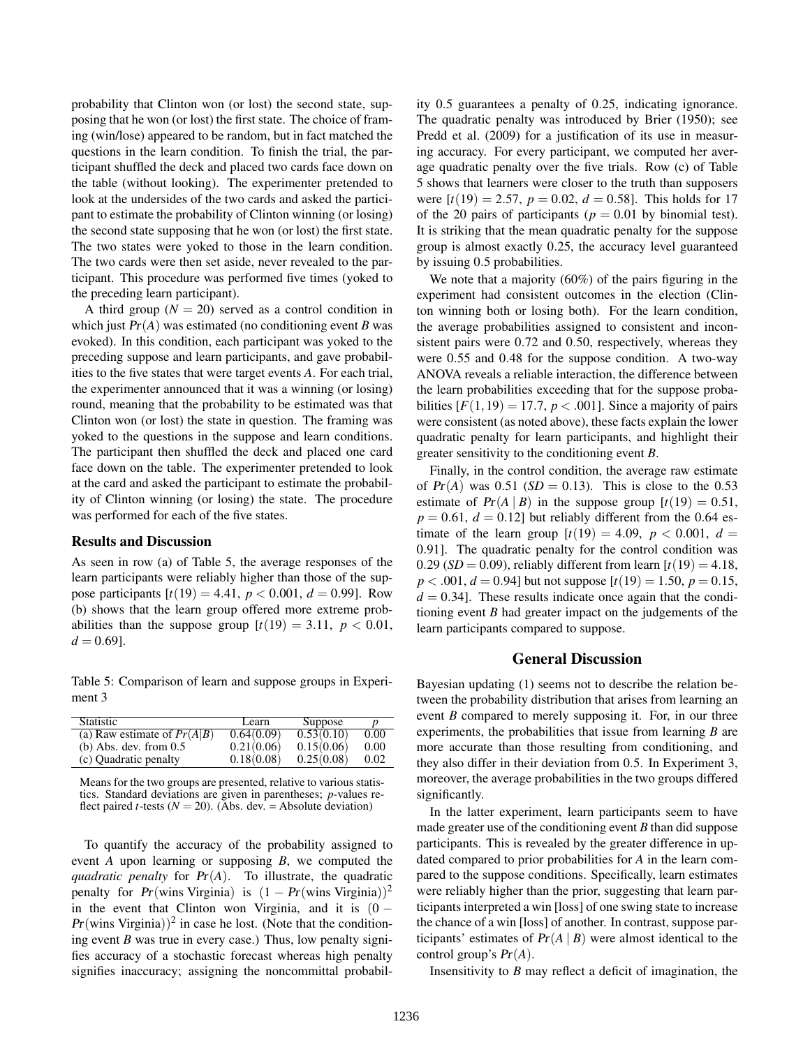probability that Clinton won (or lost) the second state, supposing that he won (or lost) the first state. The choice of framing (win/lose) appeared to be random, but in fact matched the questions in the learn condition. To finish the trial, the participant shuffled the deck and placed two cards face down on the table (without looking). The experimenter pretended to look at the undersides of the two cards and asked the participant to estimate the probability of Clinton winning (or losing) the second state supposing that he won (or lost) the first state. The two states were yoked to those in the learn condition. The two cards were then set aside, never revealed to the participant. This procedure was performed five times (yoked to the preceding learn participant).

A third group ($N = 20$) served as a control condition in which just $Pr(A)$ was estimated (no conditioning event $B$ was evoked). In this condition, each participant was yoked to the preceding suppose and learn participants, and gave probabilities to the five states that were target events $A$. For each trial, the experimenter announced that it was a winning (or losing) round, meaning that the probability to be estimated was that Clinton won (or lost) the state in question. The framing was yoked to the questions in the suppose and learn conditions. The participant then shuffled the deck and placed one card face down on the table. The experimenter pretended to look at the card and asked the participant to estimate the probability of Clinton winning (or losing) the state. The procedure was performed for each of the five states.

### Results and Discussion

As seen in row (a) of Table 5, the average responses of the learn participants were reliably higher than those of the suppose participants [$t(19) = 4.41$, $p < 0.001$, $d = 0.99$]. Row (b) shows that the learn group offered more extreme probabilities than the suppose group [$t(19) = 3.11$, $p < 0.01$, $d = 0.69$].

Table 5: Comparison of learn and suppose groups in Experiment 3

| Statistic | Learn | Suppose | $p$ |
|---|---|---|---|
| (a) Raw estimate of $Pr(A\|B)$ | 0.64(0.09) | 0.53(0.10) | 0.00 |
| (b) Abs. dev. from 0.5 | 0.21(0.06) | 0.15(0.06) | 0.00 |
| (c) Quadratic penalty | 0.18(0.08) | 0.25(0.08) | 0.02 |

Means for the two groups are presented, relative to various statistics. Standard deviations are given in parentheses; $p$-values reflect paired $t$-tests ($N = 20$). (Abs. dev. = Absolute deviation)

To quantify the accuracy of the probability assigned to event $A$ upon learning or supposing $B$, we computed the *quadratic penalty* for $Pr(A)$. To illustrate, the quadratic penalty for $Pr(\text{wins Virginia})$ is $(1 - Pr(\text{wins Virginia}))^2$ in the event that Clinton won Virginia, and it is $(0 - Pr(\text{wins Virginia}))^2$ in case he lost. (Note that the conditioning event $B$ was true in every case.) Thus, low penalty signifies accuracy of a stochastic forecast whereas high penalty signifies inaccuracy; assigning the noncommittal probability 0.5 guarantees a penalty of 0.25, indicating ignorance. The quadratic penalty was introduced by Brier (1950); see Predd et al. (2009) for a justification of its use in measuring accuracy. For every participant, we computed her average quadratic penalty over the five trials. Row (c) of Table 5 shows that learners were closer to the truth than supposers were [$t(19) = 2.57$, $p = 0.02$, $d = 0.58$]. This holds for 17 of the 20 pairs of participants ($p = 0.01$ by binomial test). It is striking that the mean quadratic penalty for the suppose group is almost exactly 0.25, the accuracy level guaranteed by issuing 0.5 probabilities.

We note that a majority (60%) of the pairs figuring in the experiment had consistent outcomes in the election (Clinton winning both or losing both). For the learn condition, the average probabilities assigned to consistent and inconsistent pairs were 0.72 and 0.50, respectively, whereas they were 0.55 and 0.48 for the suppose condition. A two-way ANOVA reveals a reliable interaction, the difference between the learn probabilities exceeding that for the suppose probabilities [$F(1, 19) = 17.7$, $p < .001$]. Since a majority of pairs were consistent (as noted above), these facts explain the lower quadratic penalty for learn participants, and highlight their greater sensitivity to the conditioning event $B$.

Finally, in the control condition, the average raw estimate of $Pr(A)$ was 0.51 ($SD = 0.13$). This is close to the 0.53 estimate of $Pr(A \mid B)$ in the suppose group [$t(19) = 0.51$, $p = 0.61$, $d = 0.12$] but reliably different from the 0.64 estimate of the learn group [$t(19) = 4.09$, $p < 0.001$, $d = 0.91$]. The quadratic penalty for the control condition was 0.29 ($SD = 0.09$), reliably different from learn [$t(19) = 4.18$, $p < .001$, $d = 0.94$] but not suppose [$t(19) = 1.50$, $p = 0.15$, $d = 0.34$]. These results indicate once again that the conditioning event $B$ had greater impact on the judgements of the learn participants compared to suppose.

## General Discussion

Bayesian updating (1) seems not to describe the relation between the probability distribution that arises from learning an event $B$ compared to merely supposing it. For, in our three experiments, the probabilities that issue from learning $B$ are more accurate than those resulting from conditioning, and they also differ in their deviation from 0.5. In Experiment 3, moreover, the average probabilities in the two groups differed significantly.

In the latter experiment, learn participants seem to have made greater use of the conditioning event $B$ than did suppose participants. This is revealed by the greater difference in updated compared to prior probabilities for $A$ in the learn compared to the suppose conditions. Specifically, learn estimates were reliably higher than the prior, suggesting that learn participants interpreted a win [loss] of one swing state to increase the chance of a win [loss] of another. In contrast, suppose participants' estimates of $Pr(A \mid B)$ were almost identical to the control group's $Pr(A)$.

Insensitivity to $B$ may reflect a deficit of imagination, the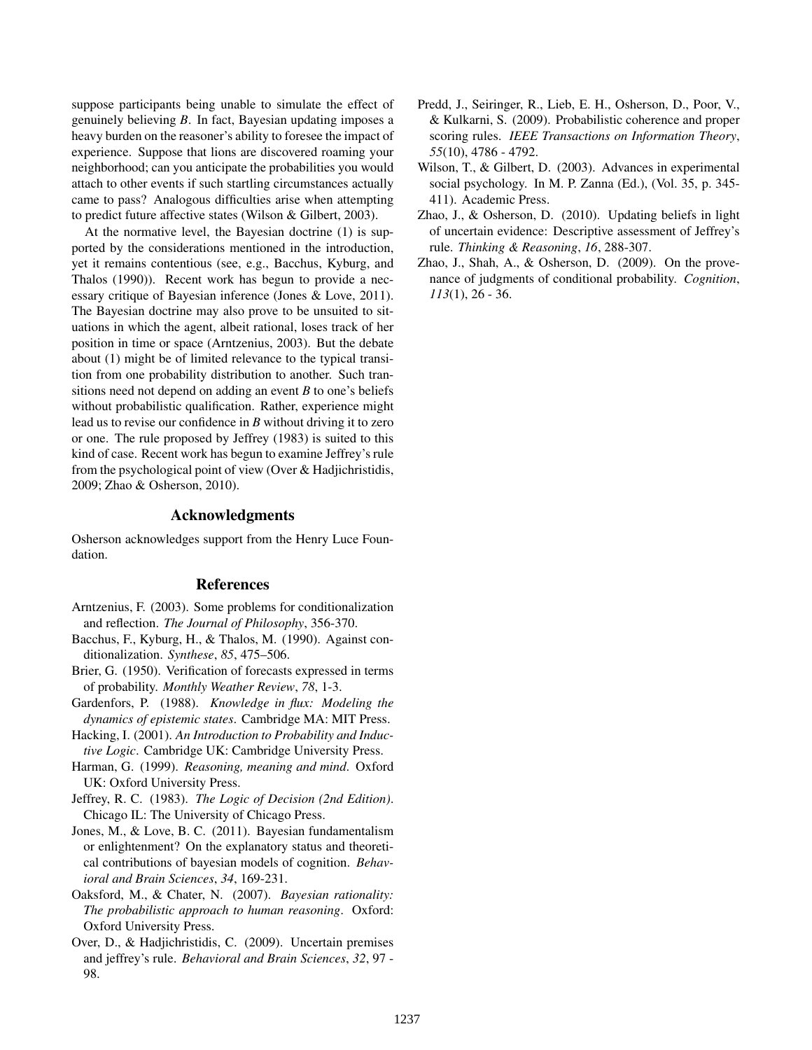suppose participants being unable to simulate the effect of genuinely believing *B*. In fact, Bayesian updating imposes a heavy burden on the reasoner's ability to foresee the impact of experience. Suppose that lions are discovered roaming your neighborhood; can you anticipate the probabilities you would attach to other events if such startling circumstances actually came to pass? Analogous difficulties arise when attempting to predict future affective states (Wilson & Gilbert, 2003).

At the normative level, the Bayesian doctrine (1) is supported by the considerations mentioned in the introduction, yet it remains contentious (see, e.g., Bacchus, Kyburg, and Thalos (1990)). Recent work has begun to provide a necessary critique of Bayesian inference (Jones & Love, 2011). The Bayesian doctrine may also prove to be unsuited to situations in which the agent, albeit rational, loses track of her position in time or space (Arntzenius, 2003). But the debate about (1) might be of limited relevance to the typical transition from one probability distribution to another. Such transitions need not depend on adding an event *B* to one's beliefs without probabilistic qualification. Rather, experience might lead us to revise our confidence in *B* without driving it to zero or one. The rule proposed by Jeffrey (1983) is suited to this kind of case. Recent work has begun to examine Jeffrey's rule from the psychological point of view (Over & Hadjichristidis, 2009; Zhao & Osherson, 2010).

## Acknowledgments

Osherson acknowledges support from the Henry Luce Foundation.

## References

Arntzenius, F. (2003). Some problems for conditionalization and reflection. *The Journal of Philosophy*, 356-370.

Bacchus, F., Kyburg, H., & Thalos, M. (1990). Against conditionalization. *Synthese*, *85*, 475–506.

Brier, G. (1950). Verification of forecasts expressed in terms of probability. *Monthly Weather Review*, *78*, 1-3.

Gardenfors, P. (1988). *Knowledge in flux: Modeling the dynamics of epistemic states*. Cambridge MA: MIT Press.

Hacking, I. (2001). *An Introduction to Probability and Inductive Logic*. Cambridge UK: Cambridge University Press.

Harman, G. (1999). *Reasoning, meaning and mind*. Oxford UK: Oxford University Press.

Jeffrey, R. C. (1983). *The Logic of Decision (2nd Edition)*. Chicago IL: The University of Chicago Press.

Jones, M., & Love, B. C. (2011). Bayesian fundamentalism or enlightenment? On the explanatory status and theoretical contributions of bayesian models of cognition. *Behavioral and Brain Sciences*, *34*, 169-231.

Oaksford, M., & Chater, N. (2007). *Bayesian rationality: The probabilistic approach to human reasoning*. Oxford: Oxford University Press.

Over, D., & Hadjichristidis, C. (2009). Uncertain premises and jeffrey's rule. *Behavioral and Brain Sciences*, *32*, 97 - 98.

Predd, J., Seiringer, R., Lieb, E. H., Osherson, D., Poor, V., & Kulkarni, S. (2009). Probabilistic coherence and proper scoring rules. *IEEE Transactions on Information Theory*, *55*(10), 4786 - 4792.

Wilson, T., & Gilbert, D. (2003). Advances in experimental social psychology. In M. P. Zanna (Ed.), (Vol. 35, p. 345-411). Academic Press.

Zhao, J., & Osherson, D. (2010). Updating beliefs in light of uncertain evidence: Descriptive assessment of Jeffrey's rule. *Thinking & Reasoning*, *16*, 288-307.

Zhao, J., Shah, A., & Osherson, D. (2009). On the provenance of judgments of conditional probability. *Cognition*, *113*(1), 26 - 36.